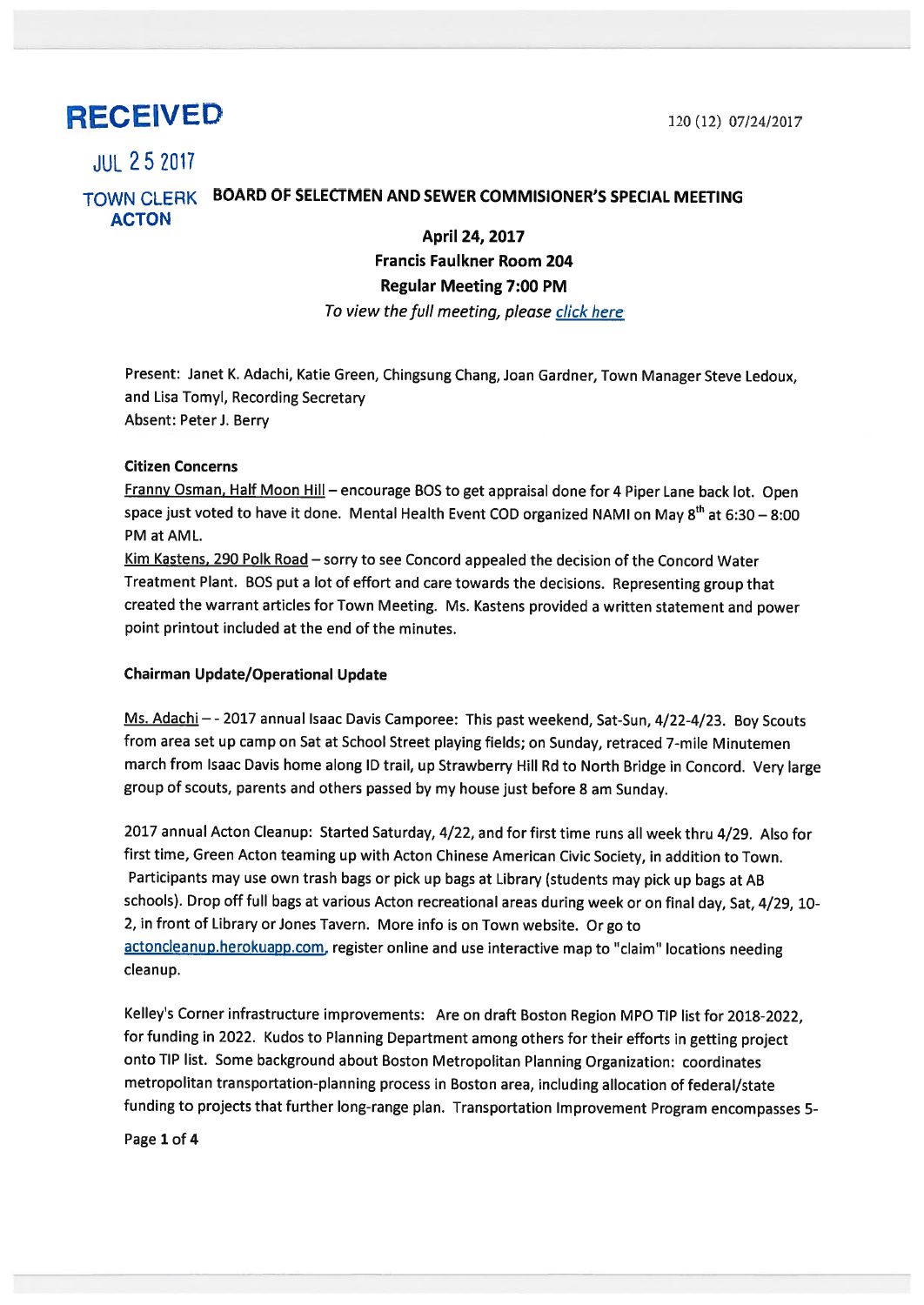**RECEIVED**

JUL 25 2017

TOWN CLERK
ACTON

120 (12) 07/24/2017

# BOARD OF SELECTMEN AND SEWER COMMISIONER'S SPECIAL MEETING

**April 24, 2017**
**Francis Faulkner Room 204**
**Regular Meeting 7:00 PM**
*To view the full meeting, please click here*

Present: Janet K. Adachi, Katie Green, Chingsung Chang, Joan Gardner, Town Manager Steve Ledoux, and Lisa Tomyl, Recording Secretary
Absent: Peter J. Berry

**Citizen Concerns**

Franny Osman, Half Moon Hill – encourage BOS to get appraisal done for 4 Piper Lane back lot. Open space just voted to have it done. Mental Health Event COD organized NAMI on May 8th at 6:30 – 8:00 PM at AML.

Kim Kastens, 290 Polk Road – sorry to see Concord appealed the decision of the Concord Water Treatment Plant. BOS put a lot of effort and care towards the decisions. Representing group that created the warrant articles for Town Meeting. Ms. Kastens provided a written statement and power point printout included at the end of the minutes.

**Chairman Update/Operational Update**

Ms. Adachi – - 2017 annual Isaac Davis Camporee: This past weekend, Sat-Sun, 4/22-4/23. Boy Scouts from area set up camp on Sat at School Street playing fields; on Sunday, retraced 7-mile Minutemen march from Isaac Davis home along ID trail, up Strawberry Hill Rd to North Bridge in Concord. Very large group of scouts, parents and others passed by my house just before 8 am Sunday.

2017 annual Acton Cleanup: Started Saturday, 4/22, and for first time runs all week thru 4/29. Also for first time, Green Acton teaming up with Acton Chinese American Civic Society, in addition to Town. Participants may use own trash bags or pick up bags at Library (students may pick up bags at AB schools). Drop off full bags at various Acton recreational areas during week or on final day, Sat, 4/29, 10-2, in front of Library or Jones Tavern. More info is on Town website. Or go to actoncleanup.herokuapp.com, register online and use interactive map to "claim" locations needing cleanup.

Kelley's Corner infrastructure improvements: Are on draft Boston Region MPO TIP list for 2018-2022, for funding in 2022. Kudos to Planning Department among others for their efforts in getting project onto TIP list. Some background about Boston Metropolitan Planning Organization: coordinates metropolitan transportation-planning process in Boston area, including allocation of federal/state funding to projects that further long-range plan. Transportation Improvement Program encompasses 5-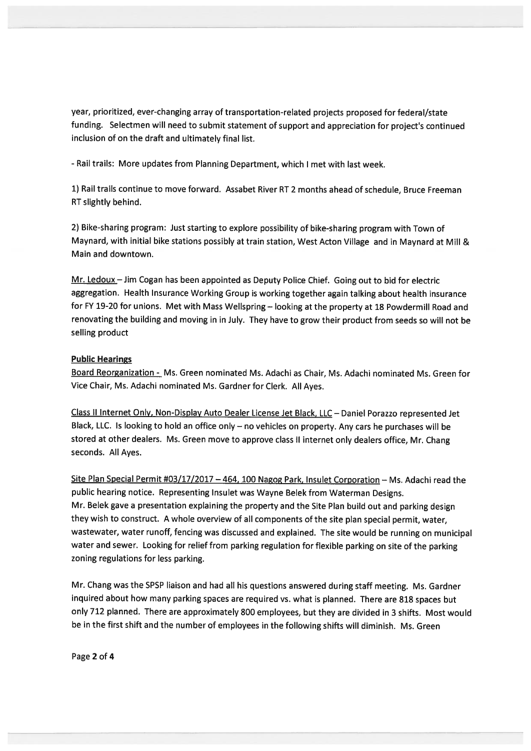year, prioritized, ever-changing array of transportation-related projects proposed for federal/state funding. Selectmen will need to submit statement of support and appreciation for project's continued inclusion of on the draft and ultimately final list.

- Rail trails: More updates from Planning Department, which I met with last week.

1) Rail trails continue to move forward. Assabet River RT 2 months ahead of schedule, Bruce Freeman RT slightly behind.

2) Bike-sharing program: Just starting to explore possibility of bike-sharing program with Town of Maynard, with initial bike stations possibly at train station, West Acton Village and in Maynard at Mill & Main and downtown.

Mr. Ledoux – Jim Cogan has been appointed as Deputy Police Chief. Going out to bid for electric aggregation. Health Insurance Working Group is working together again talking about health insurance for FY 19-20 for unions. Met with Mass Wellspring – looking at the property at 18 Powdermill Road and renovating the building and moving in in July. They have to grow their product from seeds so will not be selling product

**Public Hearings**

Board Reorganization - Ms. Green nominated Ms. Adachi as Chair, Ms. Adachi nominated Ms. Green for Vice Chair, Ms. Adachi nominated Ms. Gardner for Clerk. All Ayes.

Class II Internet Only, Non-Display Auto Dealer License Jet Black, LLC – Daniel Porazzo represented Jet Black, LLC. Is looking to hold an office only – no vehicles on property. Any cars he purchases will be stored at other dealers. Ms. Green move to approve class II internet only dealers office, Mr. Chang seconds. All Ayes.

Site Plan Special Permit #03/17/2017 – 464, 100 Nagog Park, Insulet Corporation – Ms. Adachi read the public hearing notice. Representing Insulet was Wayne Belek from Waterman Designs.
Mr. Belek gave a presentation explaining the property and the Site Plan build out and parking design they wish to construct. A whole overview of all components of the site plan special permit, water, wastewater, water runoff, fencing was discussed and explained. The site would be running on municipal water and sewer. Looking for relief from parking regulation for flexible parking on site of the parking zoning regulations for less parking.

Mr. Chang was the SPSP liaison and had all his questions answered during staff meeting. Ms. Gardner inquired about how many parking spaces are required vs. what is planned. There are 818 spaces but only 712 planned. There are approximately 800 employees, but they are divided in 3 shifts. Most would be in the first shift and the number of employees in the following shifts will diminish. Ms. Green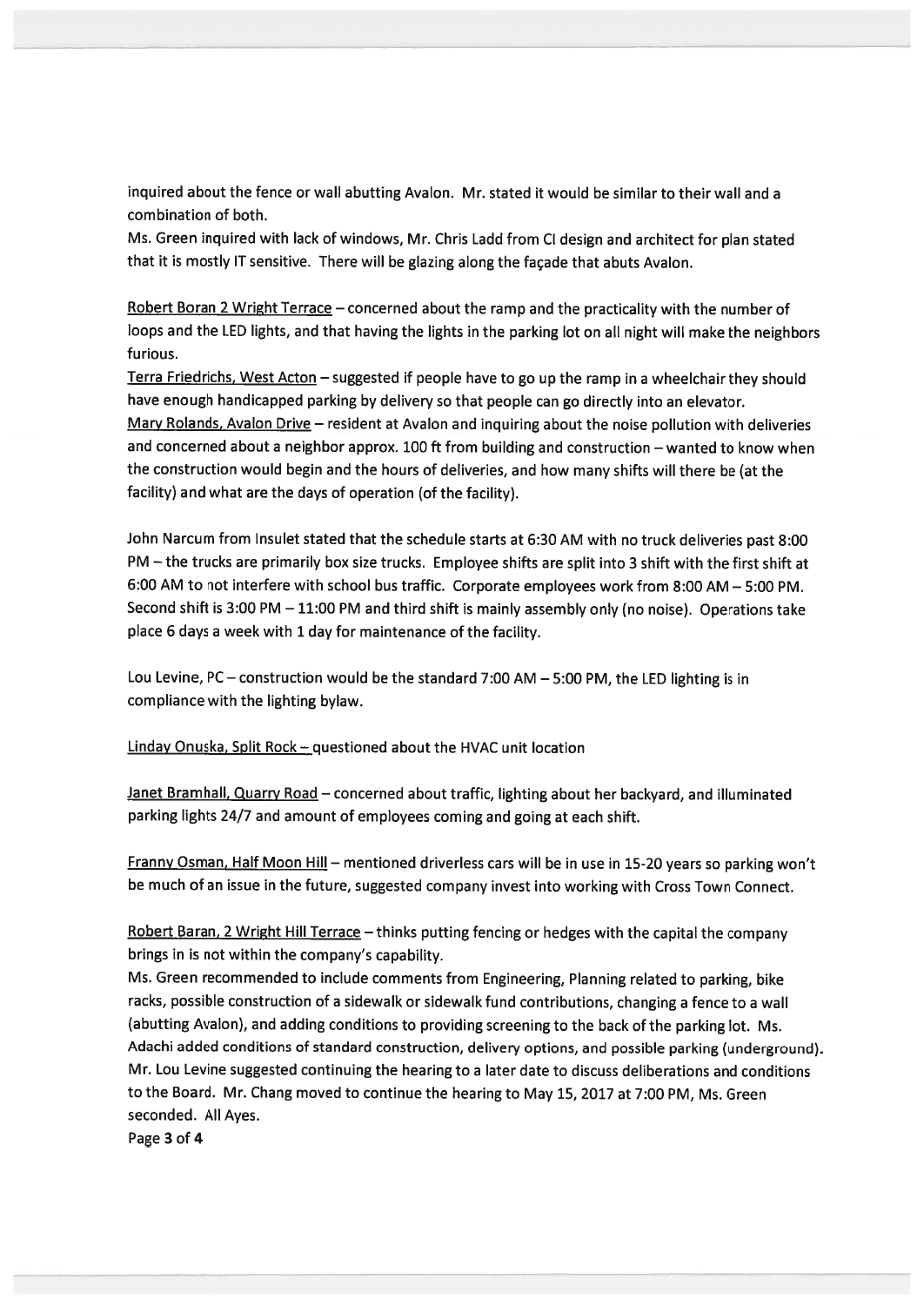inquired about the fence or wall abutting Avalon. Mr. stated it would be similar to their wall and a combination of both.

Ms. Green inquired with lack of windows, Mr. Chris Ladd from CI design and architect for plan stated that it is mostly IT sensitive. There will be glazing along the façade that abuts Avalon.

Robert Boran 2 Wright Terrace – concerned about the ramp and the practicality with the number of loops and the LED lights, and that having the lights in the parking lot on all night will make the neighbors furious.

Terra Friedrichs, West Acton – suggested if people have to go up the ramp in a wheelchair they should have enough handicapped parking by delivery so that people can go directly into an elevator.

Mary Rolands, Avalon Drive – resident at Avalon and inquiring about the noise pollution with deliveries and concerned about a neighbor approx. 100 ft from building and construction – wanted to know when the construction would begin and the hours of deliveries, and how many shifts will there be (at the facility) and what are the days of operation (of the facility).

John Narcum from Insulet stated that the schedule starts at 6:30 AM with no truck deliveries past 8:00 PM – the trucks are primarily box size trucks. Employee shifts are split into 3 shift with the first shift at 6:00 AM to not interfere with school bus traffic. Corporate employees work from 8:00 AM – 5:00 PM. Second shift is 3:00 PM – 11:00 PM and third shift is mainly assembly only (no noise). Operations take place 6 days a week with 1 day for maintenance of the facility.

Lou Levine, PC – construction would be the standard 7:00 AM – 5:00 PM, the LED lighting is in compliance with the lighting bylaw.

Linday Onuska, Split Rock – questioned about the HVAC unit location

Janet Bramhall, Quarry Road – concerned about traffic, lighting about her backyard, and illuminated parking lights 24/7 and amount of employees coming and going at each shift.

Franny Osman, Half Moon Hill – mentioned driverless cars will be in use in 15-20 years so parking won't be much of an issue in the future, suggested company invest into working with Cross Town Connect.

Robert Baran, 2 Wright Hill Terrace – thinks putting fencing or hedges with the capital the company brings in is not within the company's capability.

Ms. Green recommended to include comments from Engineering, Planning related to parking, bike racks, possible construction of a sidewalk or sidewalk fund contributions, changing a fence to a wall (abutting Avalon), and adding conditions to providing screening to the back of the parking lot. Ms. Adachi added conditions of standard construction, delivery options, and possible parking (underground). Mr. Lou Levine suggested continuing the hearing to a later date to discuss deliberations and conditions to the Board. Mr. Chang moved to continue the hearing to May 15, 2017 at 7:00 PM, Ms. Green seconded. All Ayes.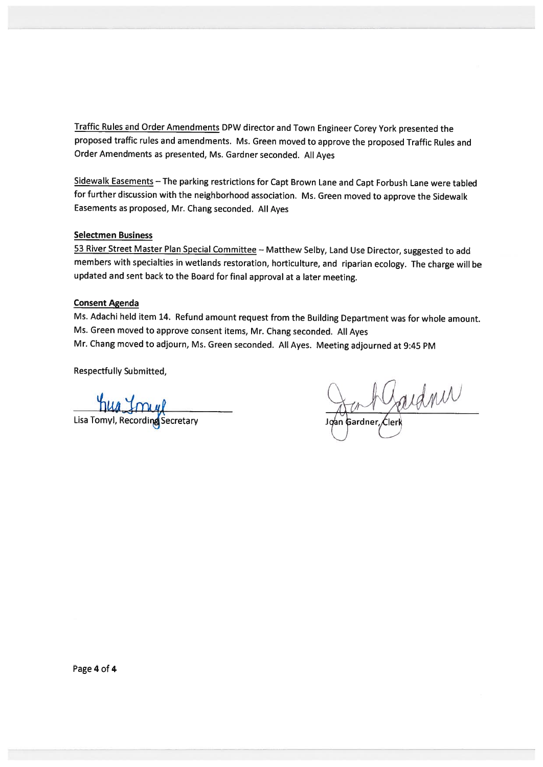Traffic Rules and Order Amendments DPW director and Town Engineer Corey York presented the proposed traffic rules and amendments. Ms. Green moved to approve the proposed Traffic Rules and Order Amendments as presented, Ms. Gardner seconded. All Ayes

Sidewalk Easements – The parking restrictions for Capt Brown Lane and Capt Forbush Lane were tabled for further discussion with the neighborhood association. Ms. Green moved to approve the Sidewalk Easements as proposed, Mr. Chang seconded. All Ayes

**Selectmen Business**

53 River Street Master Plan Special Committee – Matthew Selby, Land Use Director, suggested to add members with specialties in wetlands restoration, horticulture, and riparian ecology. The charge will be updated and sent back to the Board for final approval at a later meeting.

**Consent Agenda**

Ms. Adachi held item 14. Refund amount request from the Building Department was for whole amount.
Ms. Green moved to approve consent items, Mr. Chang seconded. All Ayes
Mr. Chang moved to adjourn, Ms. Green seconded. All Ayes. Meeting adjourned at 9:45 PM

Respectfully Submitted,

Lisa Tomyl, Recording Secretary

Joan Gardner, Clerk